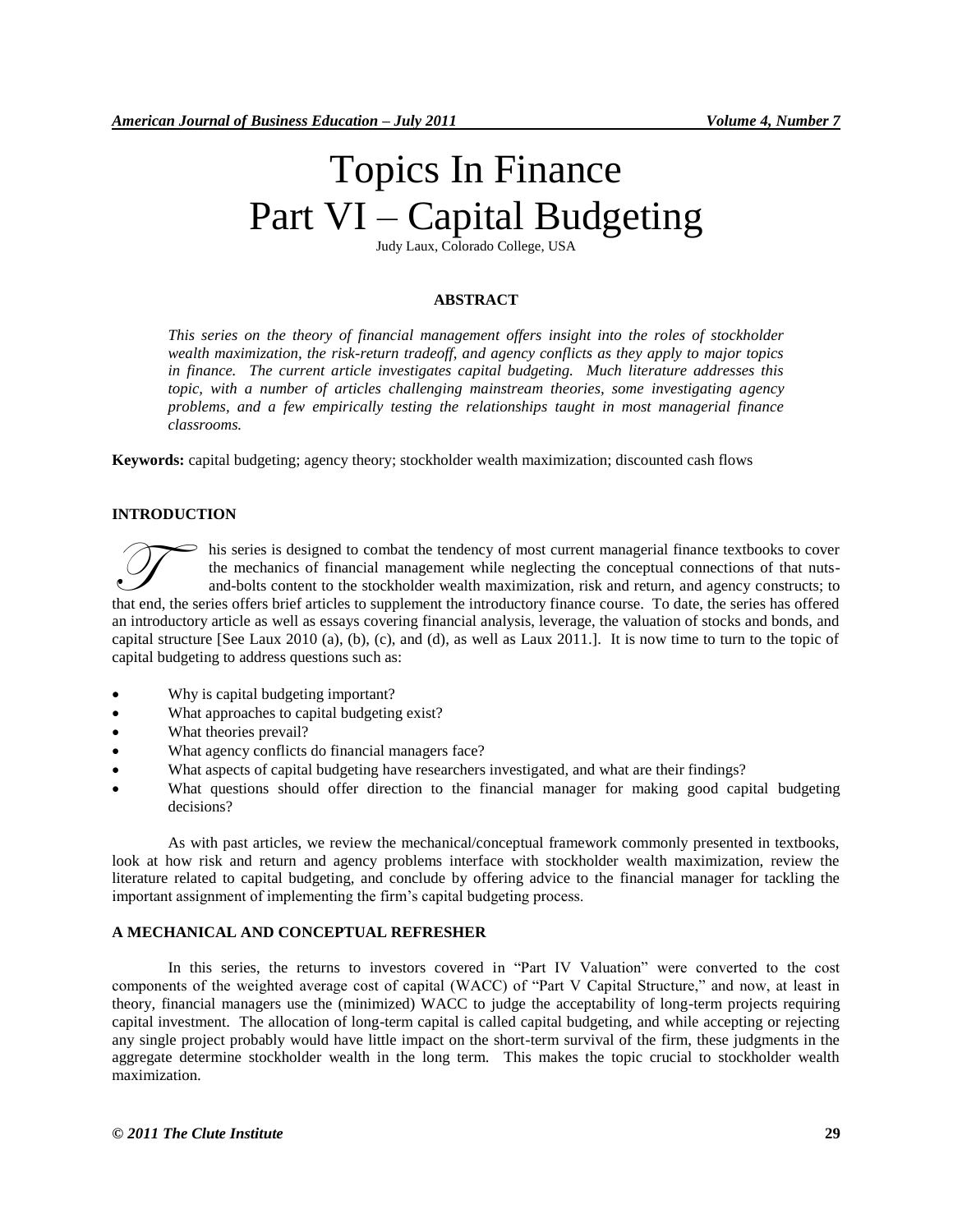# Topics In Finance
# Part VI – Capital Budgeting

Judy Laux, Colorado College, USA

**ABSTRACT**

*This series on the theory of financial management offers insight into the roles of stockholder wealth maximization, the risk-return tradeoff, and agency conflicts as they apply to major topics in finance. The current article investigates capital budgeting. Much literature addresses this topic, with a number of articles challenging mainstream theories, some investigating agency problems, and a few empirically testing the relationships taught in most managerial finance classrooms.*

**Keywords:** capital budgeting; agency theory; stockholder wealth maximization; discounted cash flows

## INTRODUCTION

This series is designed to combat the tendency of most current managerial finance textbooks to cover the mechanics of financial management while neglecting the conceptual connections of that nuts-and-bolts content to the stockholder wealth maximization, risk and return, and agency constructs; to that end, the series offers brief articles to supplement the introductory finance course. To date, the series has offered an introductory article as well as essays covering financial analysis, leverage, the valuation of stocks and bonds, and capital structure [See Laux 2010 (a), (b), (c), and (d), as well as Laux 2011.]. It is now time to turn to the topic of capital budgeting to address questions such as:

- Why is capital budgeting important?
- What approaches to capital budgeting exist?
- What theories prevail?
- What agency conflicts do financial managers face?
- What aspects of capital budgeting have researchers investigated, and what are their findings?
- What questions should offer direction to the financial manager for making good capital budgeting decisions?

As with past articles, we review the mechanical/conceptual framework commonly presented in textbooks, look at how risk and return and agency problems interface with stockholder wealth maximization, review the literature related to capital budgeting, and conclude by offering advice to the financial manager for tackling the important assignment of implementing the firm's capital budgeting process.

## A MECHANICAL AND CONCEPTUAL REFRESHER

In this series, the returns to investors covered in "Part IV Valuation" were converted to the cost components of the weighted average cost of capital (WACC) of "Part V Capital Structure," and now, at least in theory, financial managers use the (minimized) WACC to judge the acceptability of long-term projects requiring capital investment. The allocation of long-term capital is called capital budgeting, and while accepting or rejecting any single project probably would have little impact on the short-term survival of the firm, these judgments in the aggregate determine stockholder wealth in the long term. This makes the topic crucial to stockholder wealth maximization.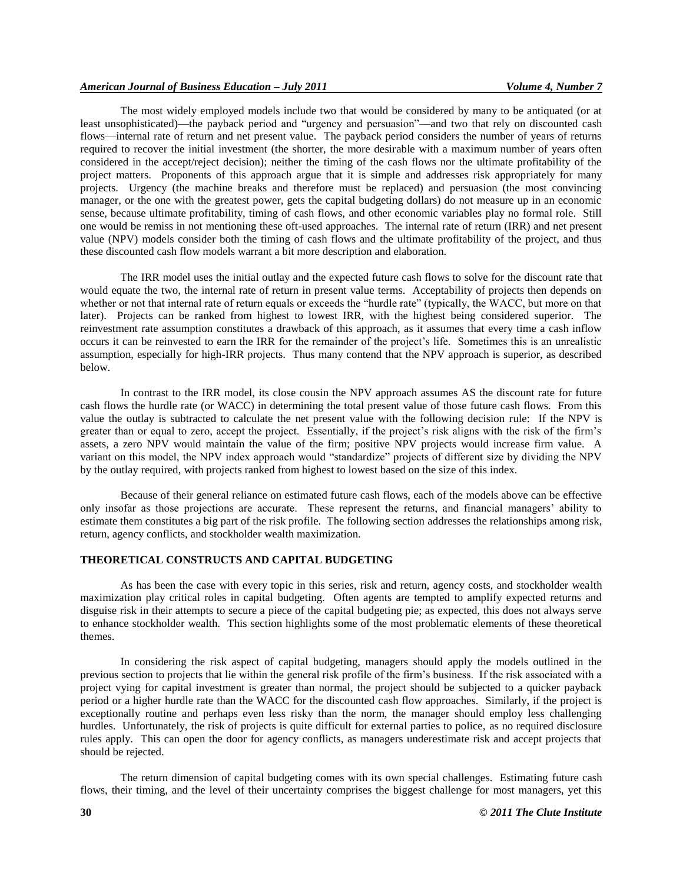The most widely employed models include two that would be considered by many to be antiquated (or at least unsophisticated)—the payback period and "urgency and persuasion"—and two that rely on discounted cash flows—internal rate of return and net present value. The payback period considers the number of years of returns required to recover the initial investment (the shorter, the more desirable with a maximum number of years often considered in the accept/reject decision); neither the timing of the cash flows nor the ultimate profitability of the project matters. Proponents of this approach argue that it is simple and addresses risk appropriately for many projects. Urgency (the machine breaks and therefore must be replaced) and persuasion (the most convincing manager, or the one with the greatest power, gets the capital budgeting dollars) do not measure up in an economic sense, because ultimate profitability, timing of cash flows, and other economic variables play no formal role. Still one would be remiss in not mentioning these oft-used approaches. The internal rate of return (IRR) and net present value (NPV) models consider both the timing of cash flows and the ultimate profitability of the project, and thus these discounted cash flow models warrant a bit more description and elaboration.

The IRR model uses the initial outlay and the expected future cash flows to solve for the discount rate that would equate the two, the internal rate of return in present value terms. Acceptability of projects then depends on whether or not that internal rate of return equals or exceeds the "hurdle rate" (typically, the WACC, but more on that later). Projects can be ranked from highest to lowest IRR, with the highest being considered superior. The reinvestment rate assumption constitutes a drawback of this approach, as it assumes that every time a cash inflow occurs it can be reinvested to earn the IRR for the remainder of the project's life. Sometimes this is an unrealistic assumption, especially for high-IRR projects. Thus many contend that the NPV approach is superior, as described below.

In contrast to the IRR model, its close cousin the NPV approach assumes AS the discount rate for future cash flows the hurdle rate (or WACC) in determining the total present value of those future cash flows. From this value the outlay is subtracted to calculate the net present value with the following decision rule: If the NPV is greater than or equal to zero, accept the project. Essentially, if the project's risk aligns with the risk of the firm's assets, a zero NPV would maintain the value of the firm; positive NPV projects would increase firm value. A variant on this model, the NPV index approach would "standardize" projects of different size by dividing the NPV by the outlay required, with projects ranked from highest to lowest based on the size of this index.

Because of their general reliance on estimated future cash flows, each of the models above can be effective only insofar as those projections are accurate. These represent the returns, and financial managers' ability to estimate them constitutes a big part of the risk profile. The following section addresses the relationships among risk, return, agency conflicts, and stockholder wealth maximization.

## THEORETICAL CONSTRUCTS AND CAPITAL BUDGETING

As has been the case with every topic in this series, risk and return, agency costs, and stockholder wealth maximization play critical roles in capital budgeting. Often agents are tempted to amplify expected returns and disguise risk in their attempts to secure a piece of the capital budgeting pie; as expected, this does not always serve to enhance stockholder wealth. This section highlights some of the most problematic elements of these theoretical themes.

In considering the risk aspect of capital budgeting, managers should apply the models outlined in the previous section to projects that lie within the general risk profile of the firm's business. If the risk associated with a project vying for capital investment is greater than normal, the project should be subjected to a quicker payback period or a higher hurdle rate than the WACC for the discounted cash flow approaches. Similarly, if the project is exceptionally routine and perhaps even less risky than the norm, the manager should employ less challenging hurdles. Unfortunately, the risk of projects is quite difficult for external parties to police, as no required disclosure rules apply. This can open the door for agency conflicts, as managers underestimate risk and accept projects that should be rejected.

The return dimension of capital budgeting comes with its own special challenges. Estimating future cash flows, their timing, and the level of their uncertainty comprises the biggest challenge for most managers, yet this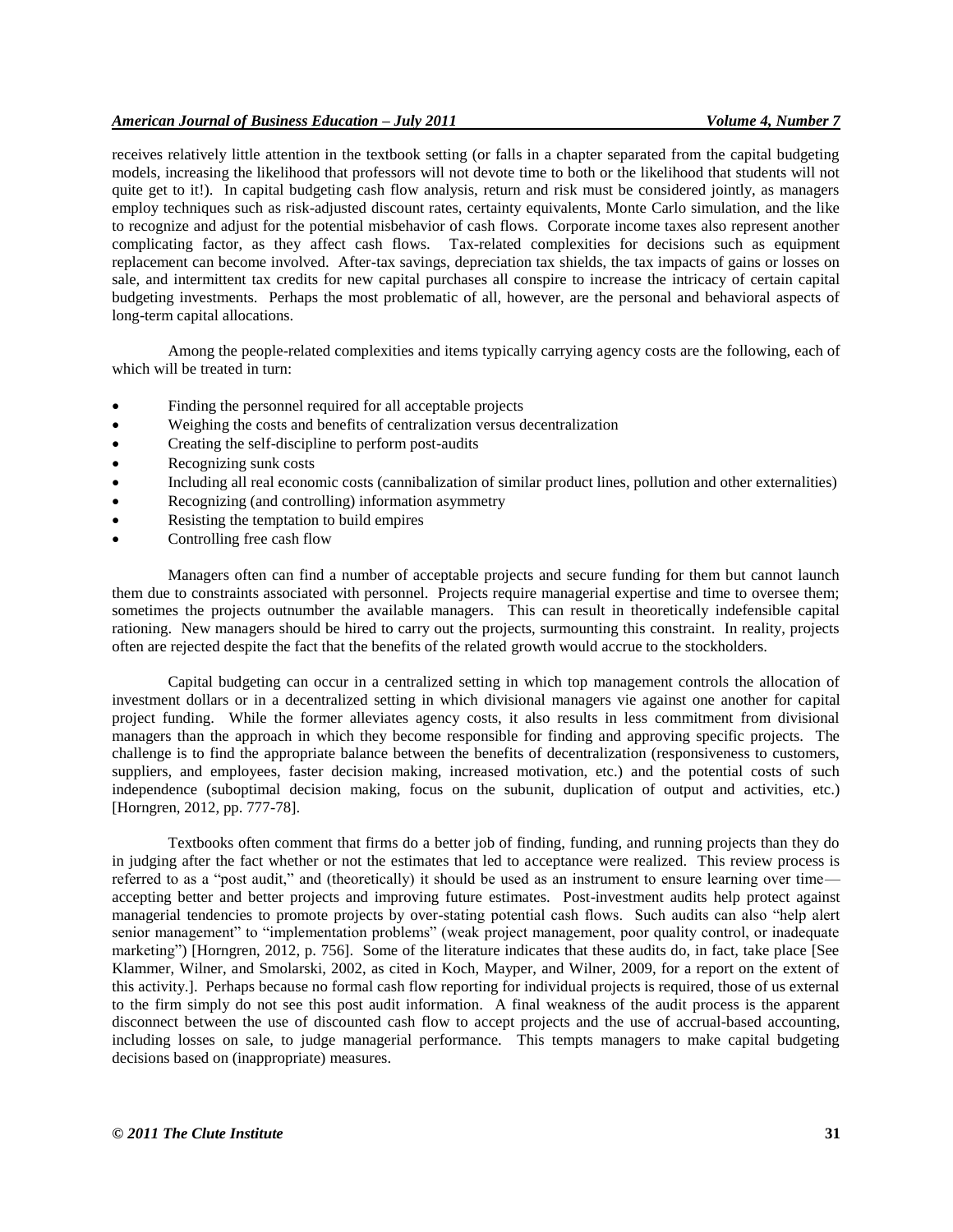receives relatively little attention in the textbook setting (or falls in a chapter separated from the capital budgeting models, increasing the likelihood that professors will not devote time to both or the likelihood that students will not quite get to it!). In capital budgeting cash flow analysis, return and risk must be considered jointly, as managers employ techniques such as risk-adjusted discount rates, certainty equivalents, Monte Carlo simulation, and the like to recognize and adjust for the potential misbehavior of cash flows. Corporate income taxes also represent another complicating factor, as they affect cash flows. Tax-related complexities for decisions such as equipment replacement can become involved. After-tax savings, depreciation tax shields, the tax impacts of gains or losses on sale, and intermittent tax credits for new capital purchases all conspire to increase the intricacy of certain capital budgeting investments. Perhaps the most problematic of all, however, are the personal and behavioral aspects of long-term capital allocations.

Among the people-related complexities and items typically carrying agency costs are the following, each of which will be treated in turn:

- Finding the personnel required for all acceptable projects
- Weighing the costs and benefits of centralization versus decentralization
- Creating the self-discipline to perform post-audits
- Recognizing sunk costs
- Including all real economic costs (cannibalization of similar product lines, pollution and other externalities)
- Recognizing (and controlling) information asymmetry
- Resisting the temptation to build empires
- Controlling free cash flow

Managers often can find a number of acceptable projects and secure funding for them but cannot launch them due to constraints associated with personnel. Projects require managerial expertise and time to oversee them; sometimes the projects outnumber the available managers. This can result in theoretically indefensible capital rationing. New managers should be hired to carry out the projects, surmounting this constraint. In reality, projects often are rejected despite the fact that the benefits of the related growth would accrue to the stockholders.

Capital budgeting can occur in a centralized setting in which top management controls the allocation of investment dollars or in a decentralized setting in which divisional managers vie against one another for capital project funding. While the former alleviates agency costs, it also results in less commitment from divisional managers than the approach in which they become responsible for finding and approving specific projects. The challenge is to find the appropriate balance between the benefits of decentralization (responsiveness to customers, suppliers, and employees, faster decision making, increased motivation, etc.) and the potential costs of such independence (suboptimal decision making, focus on the subunit, duplication of output and activities, etc.) [Horngren, 2012, pp. 777-78].

Textbooks often comment that firms do a better job of finding, funding, and running projects than they do in judging after the fact whether or not the estimates that led to acceptance were realized. This review process is referred to as a "post audit," and (theoretically) it should be used as an instrument to ensure learning over time—accepting better and better projects and improving future estimates. Post-investment audits help protect against managerial tendencies to promote projects by over-stating potential cash flows. Such audits can also "help alert senior management" to "implementation problems" (weak project management, poor quality control, or inadequate marketing") [Horngren, 2012, p. 756]. Some of the literature indicates that these audits do, in fact, take place [See Klammer, Wilner, and Smolarski, 2002, as cited in Koch, Mayper, and Wilner, 2009, for a report on the extent of this activity.]. Perhaps because no formal cash flow reporting for individual projects is required, those of us external to the firm simply do not see this post audit information. A final weakness of the audit process is the apparent disconnect between the use of discounted cash flow to accept projects and the use of accrual-based accounting, including losses on sale, to judge managerial performance. This tempts managers to make capital budgeting decisions based on (inappropriate) measures.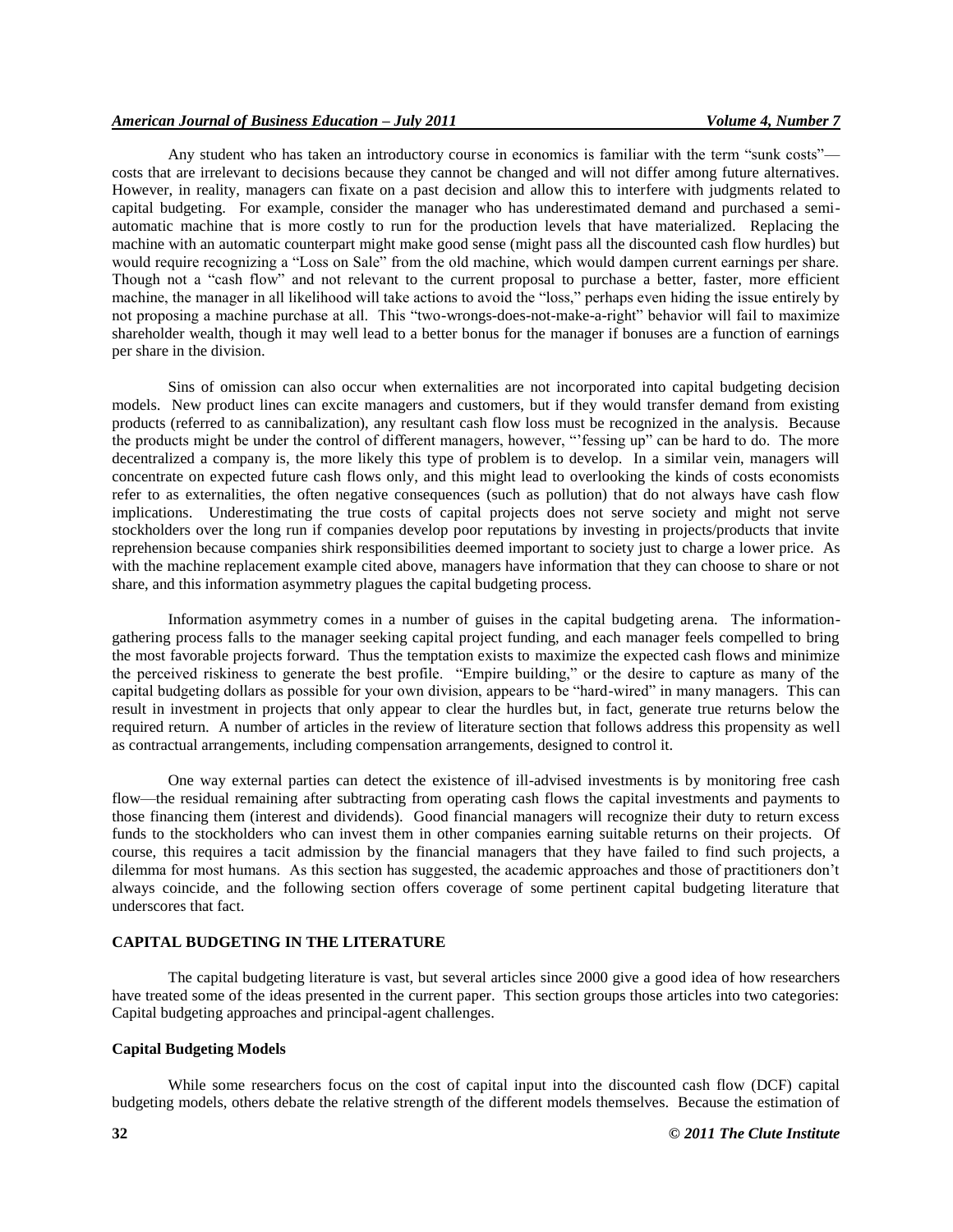Any student who has taken an introductory course in economics is familiar with the term "sunk costs"—costs that are irrelevant to decisions because they cannot be changed and will not differ among future alternatives. However, in reality, managers can fixate on a past decision and allow this to interfere with judgments related to capital budgeting. For example, consider the manager who has underestimated demand and purchased a semi-automatic machine that is more costly to run for the production levels that have materialized. Replacing the machine with an automatic counterpart might make good sense (might pass all the discounted cash flow hurdles) but would require recognizing a "Loss on Sale" from the old machine, which would dampen current earnings per share. Though not a "cash flow" and not relevant to the current proposal to purchase a better, faster, more efficient machine, the manager in all likelihood will take actions to avoid the "loss," perhaps even hiding the issue entirely by not proposing a machine purchase at all. This "two-wrongs-does-not-make-a-right" behavior will fail to maximize shareholder wealth, though it may well lead to a better bonus for the manager if bonuses are a function of earnings per share in the division.

Sins of omission can also occur when externalities are not incorporated into capital budgeting decision models. New product lines can excite managers and customers, but if they would transfer demand from existing products (referred to as cannibalization), any resultant cash flow loss must be recognized in the analysis. Because the products might be under the control of different managers, however, "'fessing up" can be hard to do. The more decentralized a company is, the more likely this type of problem is to develop. In a similar vein, managers will concentrate on expected future cash flows only, and this might lead to overlooking the kinds of costs economists refer to as externalities, the often negative consequences (such as pollution) that do not always have cash flow implications. Underestimating the true costs of capital projects does not serve society and might not serve stockholders over the long run if companies develop poor reputations by investing in projects/products that invite reprehension because companies shirk responsibilities deemed important to society just to charge a lower price. As with the machine replacement example cited above, managers have information that they can choose to share or not share, and this information asymmetry plagues the capital budgeting process.

Information asymmetry comes in a number of guises in the capital budgeting arena. The information-gathering process falls to the manager seeking capital project funding, and each manager feels compelled to bring the most favorable projects forward. Thus the temptation exists to maximize the expected cash flows and minimize the perceived riskiness to generate the best profile. "Empire building," or the desire to capture as many of the capital budgeting dollars as possible for your own division, appears to be "hard-wired" in many managers. This can result in investment in projects that only appear to clear the hurdles but, in fact, generate true returns below the required return. A number of articles in the review of literature section that follows address this propensity as well as contractual arrangements, including compensation arrangements, designed to control it.

One way external parties can detect the existence of ill-advised investments is by monitoring free cash flow—the residual remaining after subtracting from operating cash flows the capital investments and payments to those financing them (interest and dividends). Good financial managers will recognize their duty to return excess funds to the stockholders who can invest them in other companies earning suitable returns on their projects. Of course, this requires a tacit admission by the financial managers that they have failed to find such projects, a dilemma for most humans. As this section has suggested, the academic approaches and those of practitioners don't always coincide, and the following section offers coverage of some pertinent capital budgeting literature that underscores that fact.

## CAPITAL BUDGETING IN THE LITERATURE

The capital budgeting literature is vast, but several articles since 2000 give a good idea of how researchers have treated some of the ideas presented in the current paper. This section groups those articles into two categories: Capital budgeting approaches and principal-agent challenges.

### Capital Budgeting Models

While some researchers focus on the cost of capital input into the discounted cash flow (DCF) capital budgeting models, others debate the relative strength of the different models themselves. Because the estimation of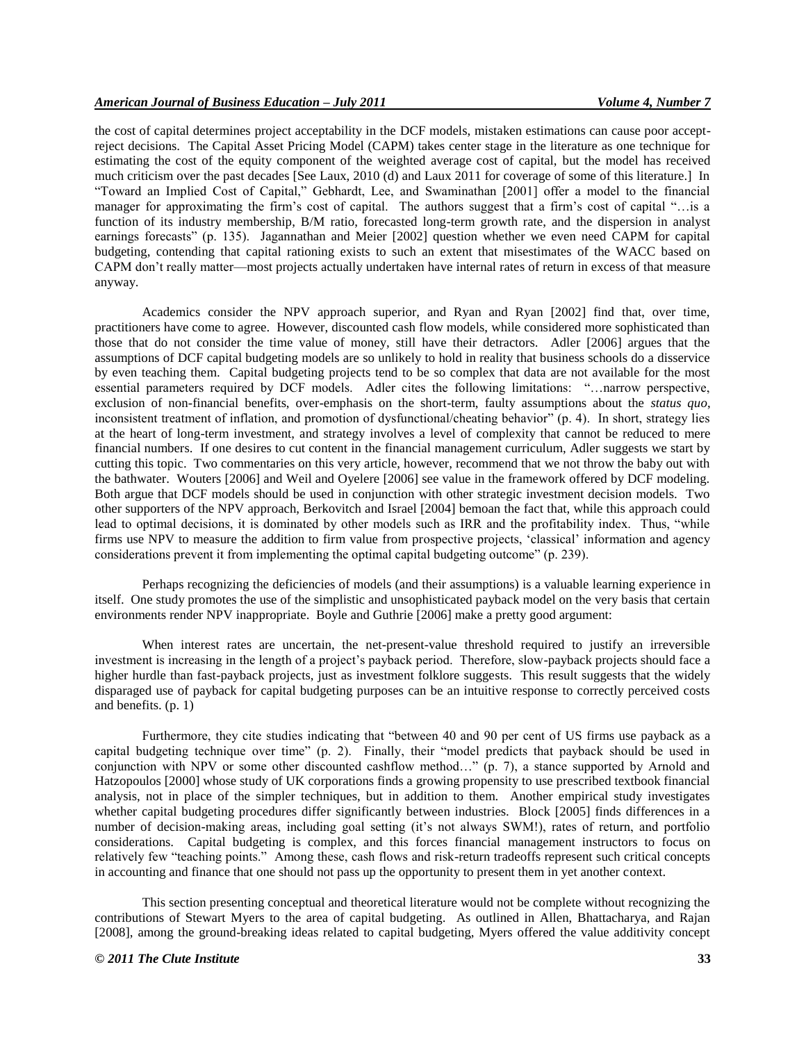the cost of capital determines project acceptability in the DCF models, mistaken estimations can cause poor accept-reject decisions. The Capital Asset Pricing Model (CAPM) takes center stage in the literature as one technique for estimating the cost of the equity component of the weighted average cost of capital, but the model has received much criticism over the past decades [See Laux, 2010 (d) and Laux 2011 for coverage of some of this literature.] In "Toward an Implied Cost of Capital," Gebhardt, Lee, and Swaminathan [2001] offer a model to the financial manager for approximating the firm's cost of capital. The authors suggest that a firm's cost of capital "…is a function of its industry membership, B/M ratio, forecasted long-term growth rate, and the dispersion in analyst earnings forecasts" (p. 135). Jagannathan and Meier [2002] question whether we even need CAPM for capital budgeting, contending that capital rationing exists to such an extent that misestimates of the WACC based on CAPM don't really matter—most projects actually undertaken have internal rates of return in excess of that measure anyway.

Academics consider the NPV approach superior, and Ryan and Ryan [2002] find that, over time, practitioners have come to agree. However, discounted cash flow models, while considered more sophisticated than those that do not consider the time value of money, still have their detractors. Adler [2006] argues that the assumptions of DCF capital budgeting models are so unlikely to hold in reality that business schools do a disservice by even teaching them. Capital budgeting projects tend to be so complex that data are not available for the most essential parameters required by DCF models. Adler cites the following limitations: "…narrow perspective, exclusion of non-financial benefits, over-emphasis on the short-term, faulty assumptions about the *status quo*, inconsistent treatment of inflation, and promotion of dysfunctional/cheating behavior" (p. 4). In short, strategy lies at the heart of long-term investment, and strategy involves a level of complexity that cannot be reduced to mere financial numbers. If one desires to cut content in the financial management curriculum, Adler suggests we start by cutting this topic. Two commentaries on this very article, however, recommend that we not throw the baby out with the bathwater. Wouters [2006] and Weil and Oyelere [2006] see value in the framework offered by DCF modeling. Both argue that DCF models should be used in conjunction with other strategic investment decision models. Two other supporters of the NPV approach, Berkovitch and Israel [2004] bemoan the fact that, while this approach could lead to optimal decisions, it is dominated by other models such as IRR and the profitability index. Thus, "while firms use NPV to measure the addition to firm value from prospective projects, 'classical' information and agency considerations prevent it from implementing the optimal capital budgeting outcome" (p. 239).

Perhaps recognizing the deficiencies of models (and their assumptions) is a valuable learning experience in itself. One study promotes the use of the simplistic and unsophisticated payback model on the very basis that certain environments render NPV inappropriate. Boyle and Guthrie [2006] make a pretty good argument:

> When interest rates are uncertain, the net-present-value threshold required to justify an irreversible investment is increasing in the length of a project's payback period. Therefore, slow-payback projects should face a higher hurdle than fast-payback projects, just as investment folklore suggests. This result suggests that the widely disparaged use of payback for capital budgeting purposes can be an intuitive response to correctly perceived costs and benefits. (p. 1)

Furthermore, they cite studies indicating that "between 40 and 90 per cent of US firms use payback as a capital budgeting technique over time" (p. 2). Finally, their "model predicts that payback should be used in conjunction with NPV or some other discounted cashflow method…" (p. 7), a stance supported by Arnold and Hatzopoulos [2000] whose study of UK corporations finds a growing propensity to use prescribed textbook financial analysis, not in place of the simpler techniques, but in addition to them. Another empirical study investigates whether capital budgeting procedures differ significantly between industries. Block [2005] finds differences in a number of decision-making areas, including goal setting (it's not always SWM!), rates of return, and portfolio considerations. Capital budgeting is complex, and this forces financial management instructors to focus on relatively few "teaching points." Among these, cash flows and risk-return tradeoffs represent such critical concepts in accounting and finance that one should not pass up the opportunity to present them in yet another context.

This section presenting conceptual and theoretical literature would not be complete without recognizing the contributions of Stewart Myers to the area of capital budgeting. As outlined in Allen, Bhattacharya, and Rajan [2008], among the ground-breaking ideas related to capital budgeting, Myers offered the value additivity concept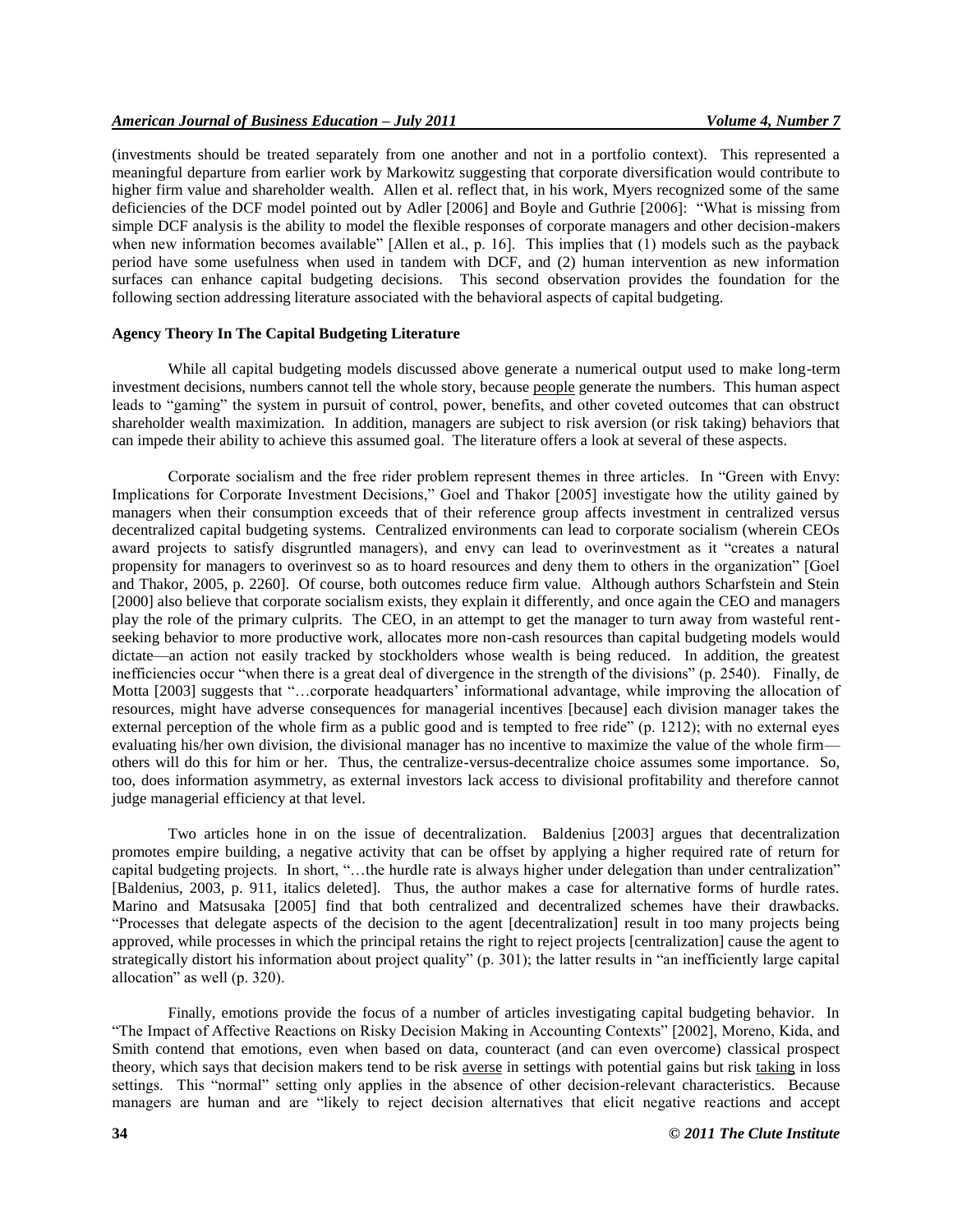(investments should be treated separately from one another and not in a portfolio context). This represented a meaningful departure from earlier work by Markowitz suggesting that corporate diversification would contribute to higher firm value and shareholder wealth. Allen et al. reflect that, in his work, Myers recognized some of the same deficiencies of the DCF model pointed out by Adler [2006] and Boyle and Guthrie [2006]: "What is missing from simple DCF analysis is the ability to model the flexible responses of corporate managers and other decision-makers when new information becomes available" [Allen et al., p. 16]. This implies that (1) models such as the payback period have some usefulness when used in tandem with DCF, and (2) human intervention as new information surfaces can enhance capital budgeting decisions. This second observation provides the foundation for the following section addressing literature associated with the behavioral aspects of capital budgeting.

### Agency Theory In The Capital Budgeting Literature

While all capital budgeting models discussed above generate a numerical output used to make long-term investment decisions, numbers cannot tell the whole story, because people generate the numbers. This human aspect leads to "gaming" the system in pursuit of control, power, benefits, and other coveted outcomes that can obstruct shareholder wealth maximization. In addition, managers are subject to risk aversion (or risk taking) behaviors that can impede their ability to achieve this assumed goal. The literature offers a look at several of these aspects.

Corporate socialism and the free rider problem represent themes in three articles. In "Green with Envy: Implications for Corporate Investment Decisions," Goel and Thakor [2005] investigate how the utility gained by managers when their consumption exceeds that of their reference group affects investment in centralized versus decentralized capital budgeting systems. Centralized environments can lead to corporate socialism (wherein CEOs award projects to satisfy disgruntled managers), and envy can lead to overinvestment as it "creates a natural propensity for managers to overinvest so as to hoard resources and deny them to others in the organization" [Goel and Thakor, 2005, p. 2260]. Of course, both outcomes reduce firm value. Although authors Scharfstein and Stein [2000] also believe that corporate socialism exists, they explain it differently, and once again the CEO and managers play the role of the primary culprits. The CEO, in an attempt to get the manager to turn away from wasteful rent-seeking behavior to more productive work, allocates more non-cash resources than capital budgeting models would dictate—an action not easily tracked by stockholders whose wealth is being reduced. In addition, the greatest inefficiencies occur "when there is a great deal of divergence in the strength of the divisions" (p. 2540). Finally, de Motta [2003] suggests that "…corporate headquarters' informational advantage, while improving the allocation of resources, might have adverse consequences for managerial incentives [because] each division manager takes the external perception of the whole firm as a public good and is tempted to free ride" (p. 1212); with no external eyes evaluating his/her own division, the divisional manager has no incentive to maximize the value of the whole firm—others will do this for him or her. Thus, the centralize-versus-decentralize choice assumes some importance. So, too, does information asymmetry, as external investors lack access to divisional profitability and therefore cannot judge managerial efficiency at that level.

Two articles hone in on the issue of decentralization. Baldenius [2003] argues that decentralization promotes empire building, a negative activity that can be offset by applying a higher required rate of return for capital budgeting projects. In short, "…the hurdle rate is always higher under delegation than under centralization" [Baldenius, 2003, p. 911, italics deleted]. Thus, the author makes a case for alternative forms of hurdle rates. Marino and Matsusaka [2005] find that both centralized and decentralized schemes have their drawbacks. "Processes that delegate aspects of the decision to the agent [decentralization] result in too many projects being approved, while processes in which the principal retains the right to reject projects [centralization] cause the agent to strategically distort his information about project quality" (p. 301); the latter results in "an inefficiently large capital allocation" as well (p. 320).

Finally, emotions provide the focus of a number of articles investigating capital budgeting behavior. In "The Impact of Affective Reactions on Risky Decision Making in Accounting Contexts" [2002], Moreno, Kida, and Smith contend that emotions, even when based on data, counteract (and can even overcome) classical prospect theory, which says that decision makers tend to be risk averse in settings with potential gains but risk taking in loss settings. This "normal" setting only applies in the absence of other decision-relevant characteristics. Because managers are human and are "likely to reject decision alternatives that elicit negative reactions and accept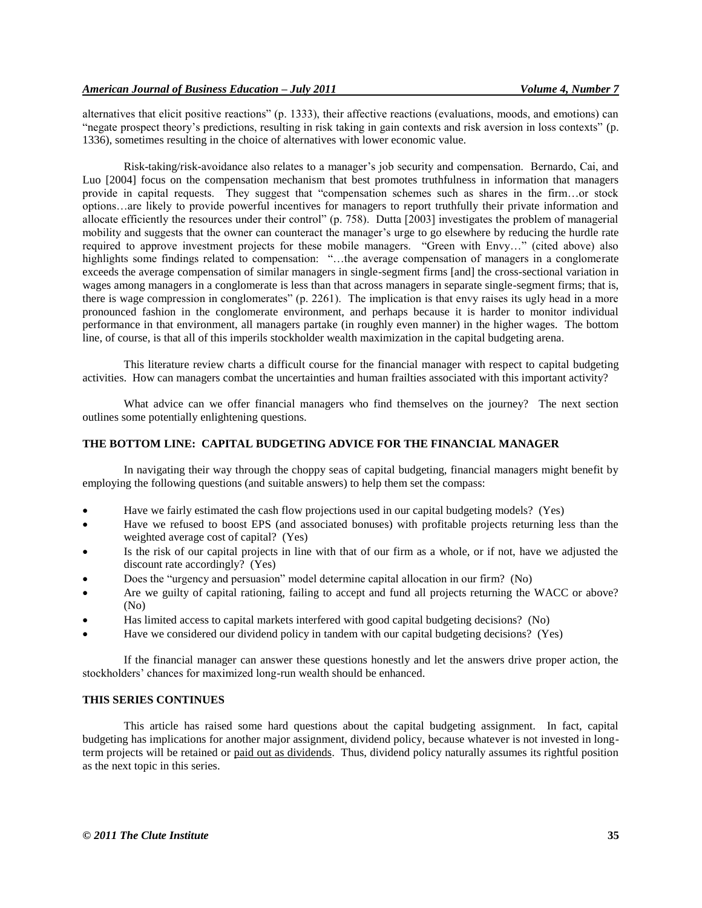alternatives that elicit positive reactions" (p. 1333), their affective reactions (evaluations, moods, and emotions) can "negate prospect theory's predictions, resulting in risk taking in gain contexts and risk aversion in loss contexts" (p. 1336), sometimes resulting in the choice of alternatives with lower economic value.

Risk-taking/risk-avoidance also relates to a manager's job security and compensation. Bernardo, Cai, and Luo [2004] focus on the compensation mechanism that best promotes truthfulness in information that managers provide in capital requests. They suggest that "compensation schemes such as shares in the firm…or stock options…are likely to provide powerful incentives for managers to report truthfully their private information and allocate efficiently the resources under their control" (p. 758). Dutta [2003] investigates the problem of managerial mobility and suggests that the owner can counteract the manager's urge to go elsewhere by reducing the hurdle rate required to approve investment projects for these mobile managers. "Green with Envy…" (cited above) also highlights some findings related to compensation: "…the average compensation of managers in a conglomerate exceeds the average compensation of similar managers in single-segment firms [and] the cross-sectional variation in wages among managers in a conglomerate is less than that across managers in separate single-segment firms; that is, there is wage compression in conglomerates" (p. 2261). The implication is that envy raises its ugly head in a more pronounced fashion in the conglomerate environment, and perhaps because it is harder to monitor individual performance in that environment, all managers partake (in roughly even manner) in the higher wages. The bottom line, of course, is that all of this imperils stockholder wealth maximization in the capital budgeting arena.

This literature review charts a difficult course for the financial manager with respect to capital budgeting activities. How can managers combat the uncertainties and human frailties associated with this important activity?

What advice can we offer financial managers who find themselves on the journey? The next section outlines some potentially enlightening questions.

## THE BOTTOM LINE: CAPITAL BUDGETING ADVICE FOR THE FINANCIAL MANAGER

In navigating their way through the choppy seas of capital budgeting, financial managers might benefit by employing the following questions (and suitable answers) to help them set the compass:

- Have we fairly estimated the cash flow projections used in our capital budgeting models? (Yes)
- Have we refused to boost EPS (and associated bonuses) with profitable projects returning less than the weighted average cost of capital? (Yes)
- Is the risk of our capital projects in line with that of our firm as a whole, or if not, have we adjusted the discount rate accordingly? (Yes)
- Does the "urgency and persuasion" model determine capital allocation in our firm? (No)
- Are we guilty of capital rationing, failing to accept and fund all projects returning the WACC or above? (No)
- Has limited access to capital markets interfered with good capital budgeting decisions? (No)
- Have we considered our dividend policy in tandem with our capital budgeting decisions? (Yes)

If the financial manager can answer these questions honestly and let the answers drive proper action, the stockholders' chances for maximized long-run wealth should be enhanced.

## THIS SERIES CONTINUES

This article has raised some hard questions about the capital budgeting assignment. In fact, capital budgeting has implications for another major assignment, dividend policy, because whatever is not invested in long-term projects will be retained or paid out as dividends. Thus, dividend policy naturally assumes its rightful position as the next topic in this series.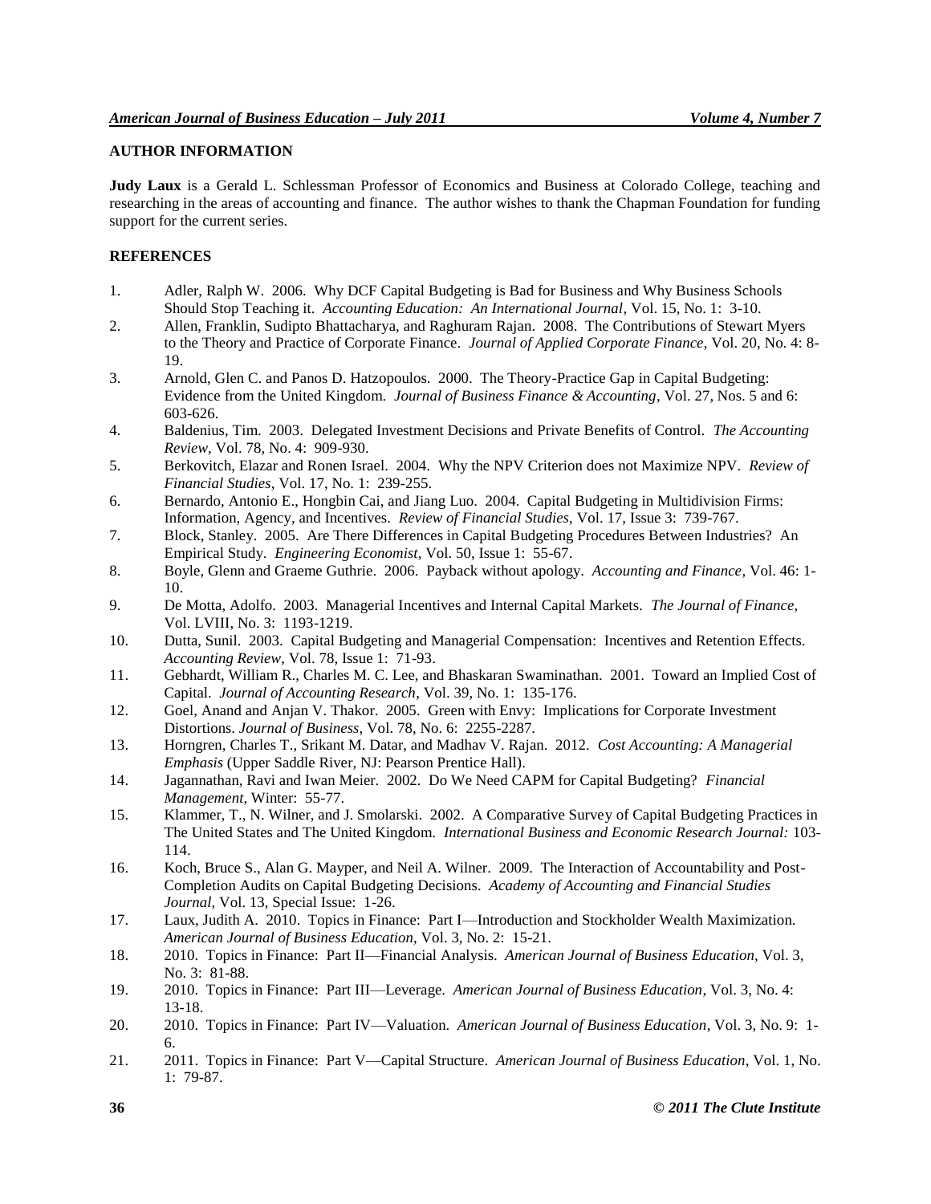## AUTHOR INFORMATION

**Judy Laux** is a Gerald L. Schlessman Professor of Economics and Business at Colorado College, teaching and researching in the areas of accounting and finance. The author wishes to thank the Chapman Foundation for funding support for the current series.

## REFERENCES

1. Adler, Ralph W. 2006. Why DCF Capital Budgeting is Bad for Business and Why Business Schools Should Stop Teaching it. *Accounting Education: An International Journal*, Vol. 15, No. 1: 3-10.
2. Allen, Franklin, Sudipto Bhattacharya, and Raghuram Rajan. 2008. The Contributions of Stewart Myers to the Theory and Practice of Corporate Finance. *Journal of Applied Corporate Finance*, Vol. 20, No. 4: 8-19.
3. Arnold, Glen C. and Panos D. Hatzopoulos. 2000. The Theory-Practice Gap in Capital Budgeting: Evidence from the United Kingdom. *Journal of Business Finance & Accounting*, Vol. 27, Nos. 5 and 6: 603-626.
4. Baldenius, Tim. 2003. Delegated Investment Decisions and Private Benefits of Control. *The Accounting Review*, Vol. 78, No. 4: 909-930.
5. Berkovitch, Elazar and Ronen Israel. 2004. Why the NPV Criterion does not Maximize NPV. *Review of Financial Studies*, Vol. 17, No. 1: 239-255.
6. Bernardo, Antonio E., Hongbin Cai, and Jiang Luo. 2004. Capital Budgeting in Multidivision Firms: Information, Agency, and Incentives. *Review of Financial Studies*, Vol. 17, Issue 3: 739-767.
7. Block, Stanley. 2005. Are There Differences in Capital Budgeting Procedures Between Industries? An Empirical Study. *Engineering Economist*, Vol. 50, Issue 1: 55-67.
8. Boyle, Glenn and Graeme Guthrie. 2006. Payback without apology. *Accounting and Finance*, Vol. 46: 1-10.
9. De Motta, Adolfo. 2003. Managerial Incentives and Internal Capital Markets. *The Journal of Finance*, Vol. LVIII, No. 3: 1193-1219.
10. Dutta, Sunil. 2003. Capital Budgeting and Managerial Compensation: Incentives and Retention Effects. *Accounting Review*, Vol. 78, Issue 1: 71-93.
11. Gebhardt, William R., Charles M. C. Lee, and Bhaskaran Swaminathan. 2001. Toward an Implied Cost of Capital. *Journal of Accounting Research*, Vol. 39, No. 1: 135-176.
12. Goel, Anand and Anjan V. Thakor. 2005. Green with Envy: Implications for Corporate Investment Distortions. *Journal of Business*, Vol. 78, No. 6: 2255-2287.
13. Horngren, Charles T., Srikant M. Datar, and Madhav V. Rajan. 2012. *Cost Accounting: A Managerial Emphasis* (Upper Saddle River, NJ: Pearson Prentice Hall).
14. Jagannathan, Ravi and Iwan Meier. 2002. Do We Need CAPM for Capital Budgeting? *Financial Management*, Winter: 55-77.
15. Klammer, T., N. Wilner, and J. Smolarski. 2002. A Comparative Survey of Capital Budgeting Practices in The United States and The United Kingdom. *International Business and Economic Research Journal:* 103-114.
16. Koch, Bruce S., Alan G. Mayper, and Neil A. Wilner. 2009. The Interaction of Accountability and Post-Completion Audits on Capital Budgeting Decisions. *Academy of Accounting and Financial Studies Journal*, Vol. 13, Special Issue: 1-26.
17. Laux, Judith A. 2010. Topics in Finance: Part I—Introduction and Stockholder Wealth Maximization. *American Journal of Business Education*, Vol. 3, No. 2: 15-21.
18. 2010. Topics in Finance: Part II—Financial Analysis. *American Journal of Business Education*, Vol. 3, No. 3: 81-88.
19. 2010. Topics in Finance: Part III—Leverage. *American Journal of Business Education*, Vol. 3, No. 4: 13-18.
20. 2010. Topics in Finance: Part IV—Valuation. *American Journal of Business Education*, Vol. 3, No. 9: 1-6.
21. 2011. Topics in Finance: Part V—Capital Structure. *American Journal of Business Education*, Vol. 1, No. 1: 79-87.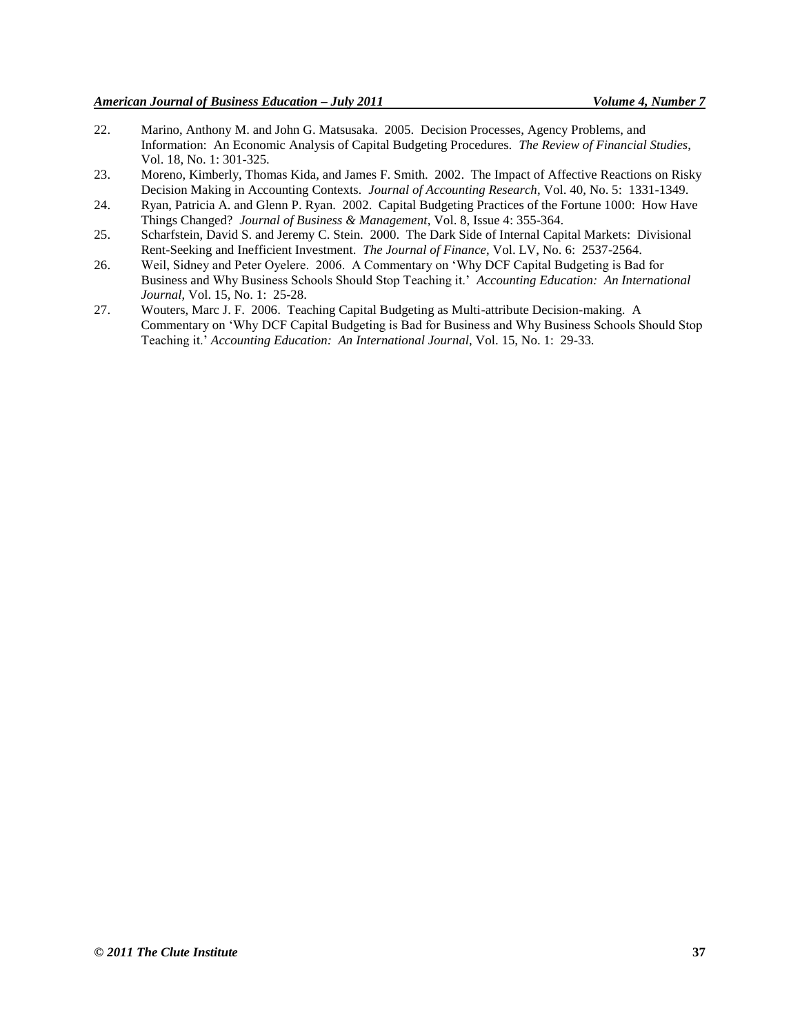22. Marino, Anthony M. and John G. Matsusaka. 2005. Decision Processes, Agency Problems, and Information: An Economic Analysis of Capital Budgeting Procedures. *The Review of Financial Studies*, Vol. 18, No. 1: 301-325.
23. Moreno, Kimberly, Thomas Kida, and James F. Smith. 2002. The Impact of Affective Reactions on Risky Decision Making in Accounting Contexts. *Journal of Accounting Research*, Vol. 40, No. 5: 1331-1349.
24. Ryan, Patricia A. and Glenn P. Ryan. 2002. Capital Budgeting Practices of the Fortune 1000: How Have Things Changed? *Journal of Business & Management*, Vol. 8, Issue 4: 355-364.
25. Scharfstein, David S. and Jeremy C. Stein. 2000. The Dark Side of Internal Capital Markets: Divisional Rent-Seeking and Inefficient Investment. *The Journal of Finance*, Vol. LV, No. 6: 2537-2564.
26. Weil, Sidney and Peter Oyelere. 2006. A Commentary on 'Why DCF Capital Budgeting is Bad for Business and Why Business Schools Should Stop Teaching it.' *Accounting Education: An International Journal*, Vol. 15, No. 1: 25-28.
27. Wouters, Marc J. F. 2006. Teaching Capital Budgeting as Multi-attribute Decision-making. A Commentary on 'Why DCF Capital Budgeting is Bad for Business and Why Business Schools Should Stop Teaching it.' *Accounting Education: An International Journal*, Vol. 15, No. 1: 29-33.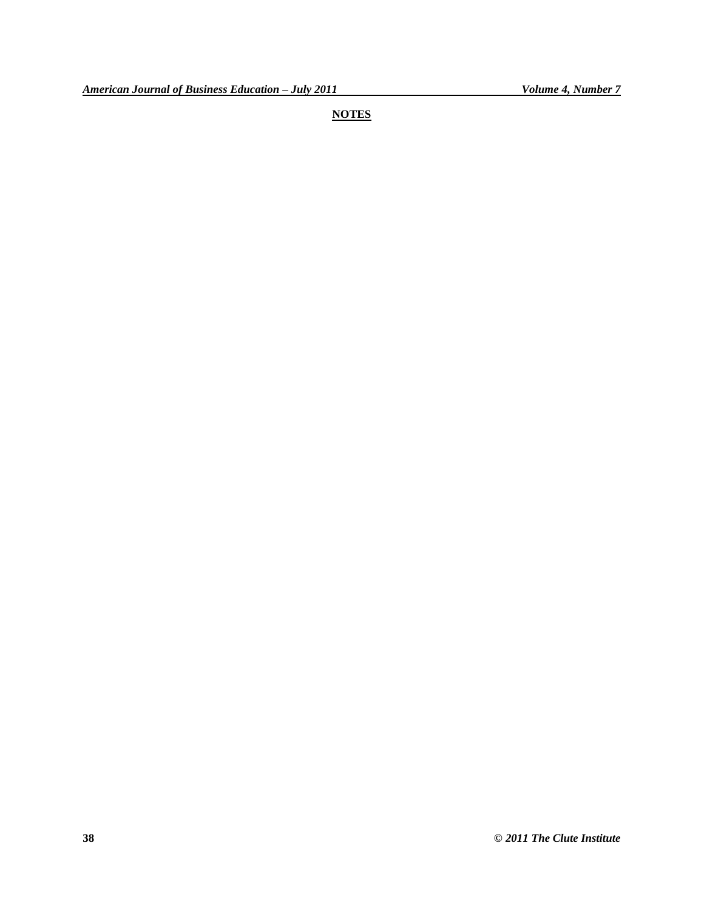**NOTES**